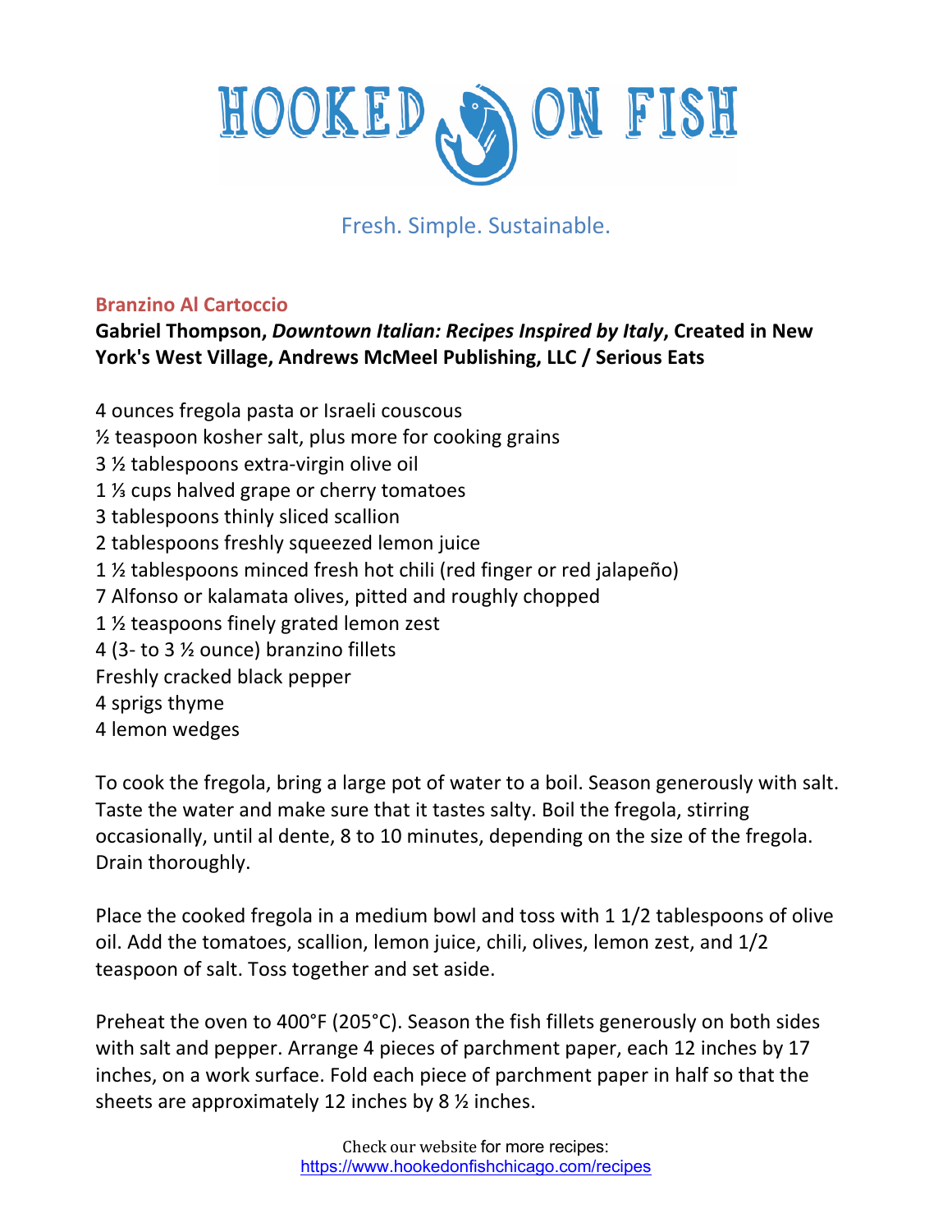# HOOKED ON FISH

Fresh. Simple. Sustainable.

## Branzino Al Cartoccio

**Gabriel Thompson, *Downtown Italian: Recipes Inspired by Italy*, Created in New York's West Village, Andrews McMeel Publishing, LLC / Serious Eats**

4 ounces fregola pasta or Israeli couscous
½ teaspoon kosher salt, plus more for cooking grains
3 ½ tablespoons extra-virgin olive oil
1 ⅓ cups halved grape or cherry tomatoes
3 tablespoons thinly sliced scallion
2 tablespoons freshly squeezed lemon juice
1 ½ tablespoons minced fresh hot chili (red finger or red jalapeño)
7 Alfonso or kalamata olives, pitted and roughly chopped
1 ½ teaspoons finely grated lemon zest
4 (3- to 3 ½ ounce) branzino fillets
Freshly cracked black pepper
4 sprigs thyme
4 lemon wedges

To cook the fregola, bring a large pot of water to a boil. Season generously with salt. Taste the water and make sure that it tastes salty. Boil the fregola, stirring occasionally, until al dente, 8 to 10 minutes, depending on the size of the fregola. Drain thoroughly.

Place the cooked fregola in a medium bowl and toss with 1 1/2 tablespoons of olive oil. Add the tomatoes, scallion, lemon juice, chili, olives, lemon zest, and 1/2 teaspoon of salt. Toss together and set aside.

Preheat the oven to 400°F (205°C). Season the fish fillets generously on both sides with salt and pepper. Arrange 4 pieces of parchment paper, each 12 inches by 17 inches, on a work surface. Fold each piece of parchment paper in half so that the sheets are approximately 12 inches by 8 ½ inches.

Check our website for more recipes:
https://www.hookedonfishchicago.com/recipes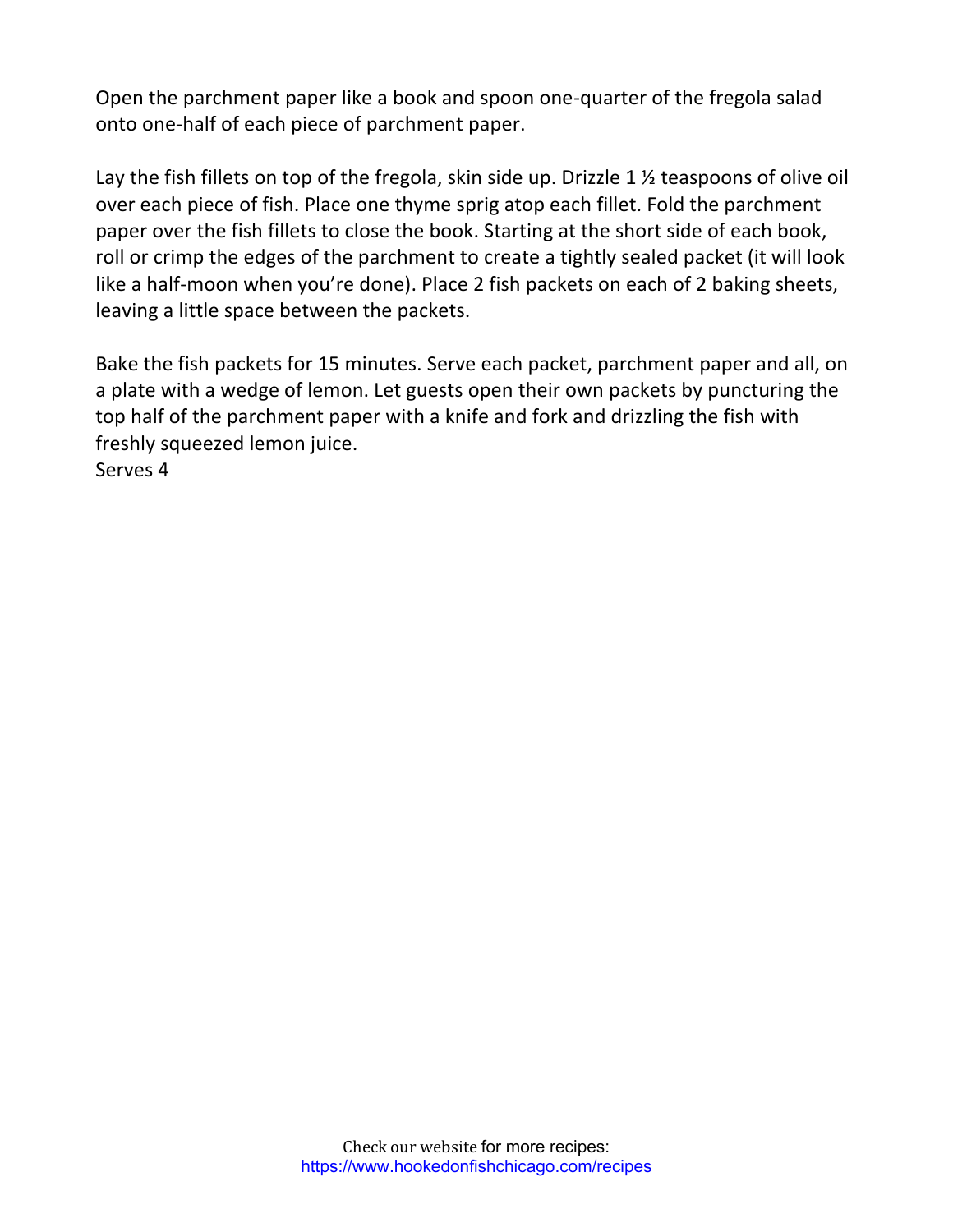Open the parchment paper like a book and spoon one-quarter of the fregola salad onto one-half of each piece of parchment paper.

Lay the fish fillets on top of the fregola, skin side up. Drizzle 1 ½ teaspoons of olive oil over each piece of fish. Place one thyme sprig atop each fillet. Fold the parchment paper over the fish fillets to close the book. Starting at the short side of each book, roll or crimp the edges of the parchment to create a tightly sealed packet (it will look like a half-moon when you're done). Place 2 fish packets on each of 2 baking sheets, leaving a little space between the packets.

Bake the fish packets for 15 minutes. Serve each packet, parchment paper and all, on a plate with a wedge of lemon. Let guests open their own packets by puncturing the top half of the parchment paper with a knife and fork and drizzling the fish with freshly squeezed lemon juice.
Serves 4

Check our website for more recipes:
https://www.hookedonfishchicago.com/recipes